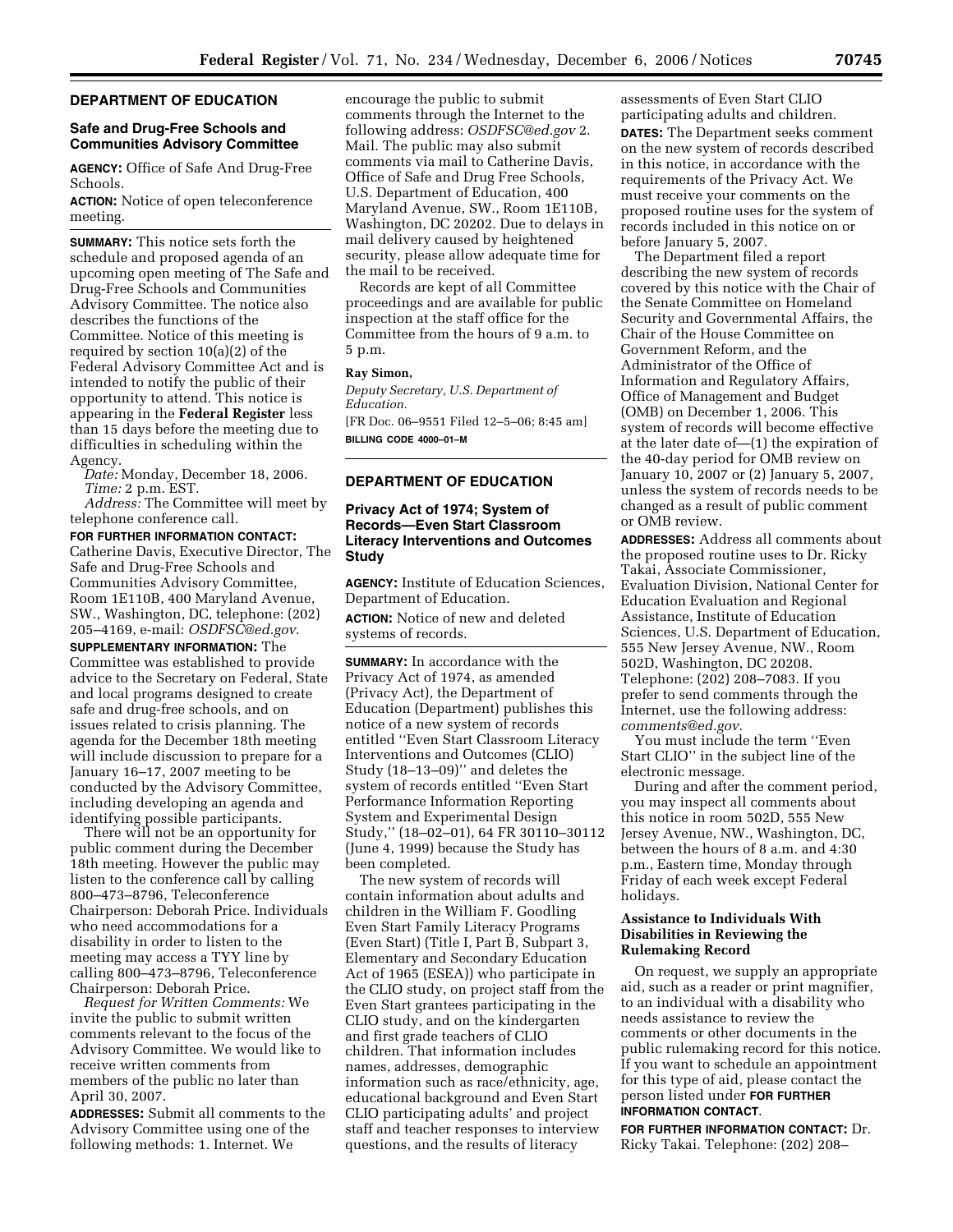## DEPARTMENT OF EDUCATION

### Safe and Drug-Free Schools and Communities Advisory Committee

**AGENCY:** Office of Safe And Drug-Free Schools.

**ACTION:** Notice of open teleconference meeting.

**SUMMARY:** This notice sets forth the schedule and proposed agenda of an upcoming open meeting of The Safe and Drug-Free Schools and Communities Advisory Committee. The notice also describes the functions of the Committee. Notice of this meeting is required by section 10(a)(2) of the Federal Advisory Committee Act and is intended to notify the public of their opportunity to attend. This notice is appearing in the **Federal Register** less than 15 days before the meeting due to difficulties in scheduling within the Agency.

*Date:* Monday, December 18, 2006.

*Time:* 2 p.m. EST.

*Address:* The Committee will meet by telephone conference call.

**FOR FURTHER INFORMATION CONTACT:** Catherine Davis, Executive Director, The Safe and Drug-Free Schools and Communities Advisory Committee, Room 1E110B, 400 Maryland Avenue, SW., Washington, DC, telephone: (202) 205–4169, e-mail: *OSDFSC@ed.gov*.

**SUPPLEMENTARY INFORMATION:** The Committee was established to provide advice to the Secretary on Federal, State and local programs designed to create safe and drug-free schools, and on issues related to crisis planning. The agenda for the December 18th meeting will include discussion to prepare for a January 16–17, 2007 meeting to be conducted by the Advisory Committee, including developing an agenda and identifying possible participants.

There will not be an opportunity for public comment during the December 18th meeting. However the public may listen to the conference call by calling 800–473–8796, Teleconference Chairperson: Deborah Price. Individuals who need accommodations for a disability in order to listen to the meeting may access a TYY line by calling 800–473–8796, Teleconference Chairperson: Deborah Price.

*Request for Written Comments:* We invite the public to submit written comments relevant to the focus of the Advisory Committee. We would like to receive written comments from members of the public no later than April 30, 2007.

**ADDRESSES:** Submit all comments to the Advisory Committee using one of the following methods: 1. Internet. We encourage the public to submit comments through the Internet to the following address: *OSDFSC@ed.gov* 2. Mail. The public may also submit comments via mail to Catherine Davis, Office of Safe and Drug Free Schools, U.S. Department of Education, 400 Maryland Avenue, SW., Room 1E110B, Washington, DC 20202. Due to delays in mail delivery caused by heightened security, please allow adequate time for the mail to be received.

Records are kept of all Committee proceedings and are available for public inspection at the staff office for the Committee from the hours of 9 a.m. to 5 p.m.

**Ray Simon,**

*Deputy Secretary, U.S. Department of Education.*

[FR Doc. 06–9551 Filed 12–5–06; 8:45 am]

**BILLING CODE 4000–01–M**

## DEPARTMENT OF EDUCATION

### Privacy Act of 1974; System of Records—Even Start Classroom Literacy Interventions and Outcomes Study

**AGENCY:** Institute of Education Sciences, Department of Education.

**ACTION:** Notice of new and deleted systems of records.

**SUMMARY:** In accordance with the Privacy Act of 1974, as amended (Privacy Act), the Department of Education (Department) publishes this notice of a new system of records entitled ''Even Start Classroom Literacy Interventions and Outcomes (CLIO) Study (18–13–09)'' and deletes the system of records entitled ''Even Start Performance Information Reporting System and Experimental Design Study,'' (18–02–01), 64 FR 30110–30112 (June 4, 1999) because the Study has been completed.

The new system of records will contain information about adults and children in the William F. Goodling Even Start Family Literacy Programs (Even Start) (Title I, Part B, Subpart 3, Elementary and Secondary Education Act of 1965 (ESEA)) who participate in the CLIO study, on project staff from the Even Start grantees participating in the CLIO study, and on the kindergarten and first grade teachers of CLIO children. That information includes names, addresses, demographic information such as race/ethnicity, age, educational background and Even Start CLIO participating adults' and project staff and teacher responses to interview questions, and the results of literacy assessments of Even Start CLIO participating adults and children.

**DATES:** The Department seeks comment on the new system of records described in this notice, in accordance with the requirements of the Privacy Act. We must receive your comments on the proposed routine uses for the system of records included in this notice on or before January 5, 2007.

The Department filed a report describing the new system of records covered by this notice with the Chair of the Senate Committee on Homeland Security and Governmental Affairs, the Chair of the House Committee on Government Reform, and the Administrator of the Office of Information and Regulatory Affairs, Office of Management and Budget (OMB) on December 1, 2006. This system of records will become effective at the later date of—(1) the expiration of the 40-day period for OMB review on January 10, 2007 or (2) January 5, 2007, unless the system of records needs to be changed as a result of public comment or OMB review.

**ADDRESSES:** Address all comments about the proposed routine uses to Dr. Ricky Takai, Associate Commissioner, Evaluation Division, National Center for Education Evaluation and Regional Assistance, Institute of Education Sciences, U.S. Department of Education, 555 New Jersey Avenue, NW., Room 502D, Washington, DC 20208. Telephone: (202) 208–7083. If you prefer to send comments through the Internet, use the following address: *comments@ed.gov.*

You must include the term ''Even Start CLIO'' in the subject line of the electronic message.

During and after the comment period, you may inspect all comments about this notice in room 502D, 555 New Jersey Avenue, NW., Washington, DC, between the hours of 8 a.m. and 4:30 p.m., Eastern time, Monday through Friday of each week except Federal holidays.

### Assistance to Individuals With Disabilities in Reviewing the Rulemaking Record

On request, we supply an appropriate aid, such as a reader or print magnifier, to an individual with a disability who needs assistance to review the comments or other documents in the public rulemaking record for this notice. If you want to schedule an appointment for this type of aid, please contact the person listed under **FOR FURTHER INFORMATION CONTACT**.

**FOR FURTHER INFORMATION CONTACT:** Dr. Ricky Takai. Telephone: (202) 208–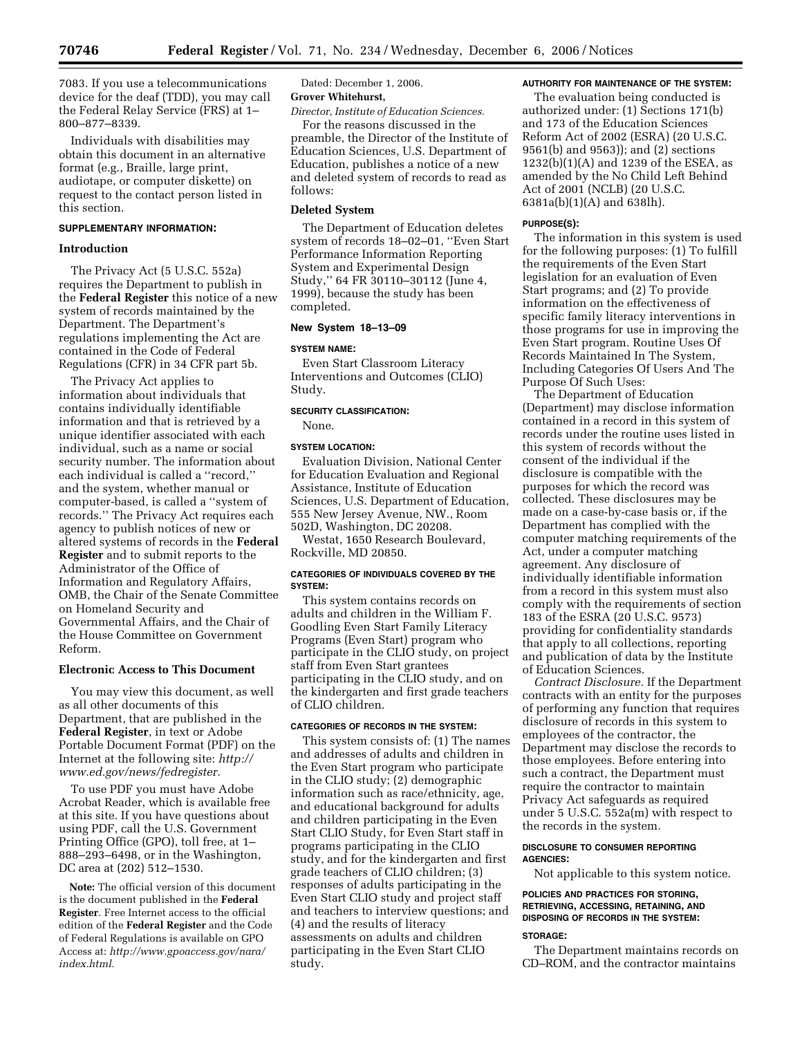7083. If you use a telecommunications device for the deaf (TDD), you may call the Federal Relay Service (FRS) at 1–800–877–8339.

Individuals with disabilities may obtain this document in an alternative format (e.g., Braille, large print, audiotape, or computer diskette) on request to the contact person listed in this section.

**SUPPLEMENTARY INFORMATION:**

## Introduction

The Privacy Act (5 U.S.C. 552a) requires the Department to publish in the **Federal Register** this notice of a new system of records maintained by the Department. The Department's regulations implementing the Act are contained in the Code of Federal Regulations (CFR) in 34 CFR part 5b.

The Privacy Act applies to information about individuals that contains individually identifiable information and that is retrieved by a unique identifier associated with each individual, such as a name or social security number. The information about each individual is called a ''record,'' and the system, whether manual or computer-based, is called a ''system of records.'' The Privacy Act requires each agency to publish notices of new or altered systems of records in the **Federal Register** and to submit reports to the Administrator of the Office of Information and Regulatory Affairs, OMB, the Chair of the Senate Committee on Homeland Security and Governmental Affairs, and the Chair of the House Committee on Government Reform.

## Electronic Access to This Document

You may view this document, as well as all other documents of this Department, that are published in the **Federal Register**, in text or Adobe Portable Document Format (PDF) on the Internet at the following site: *http://www.ed.gov/news/fedregister.*

To use PDF you must have Adobe Acrobat Reader, which is available free at this site. If you have questions about using PDF, call the U.S. Government Printing Office (GPO), toll free, at 1–888–293–6498, or in the Washington, DC area at (202) 512–1530.

**Note:** The official version of this document is the document published in the **Federal Register**. Free Internet access to the official edition of the **Federal Register** and the Code of Federal Regulations is available on GPO Access at: *http://www.gpoaccess.gov/nara/index.html.*

Dated: December 1, 2006.

**Grover Whitehurst,**

*Director, Institute of Education Sciences.*

For the reasons discussed in the preamble, the Director of the Institute of Education Sciences, U.S. Department of Education, publishes a notice of a new and deleted system of records to read as follows:

## Deleted System

The Department of Education deletes system of records 18–02–01, ''Even Start Performance Information Reporting System and Experimental Design Study,'' 64 FR 30110–30112 (June 4, 1999), because the study has been completed.

## New System 18–13–09

**SYSTEM NAME:**

Even Start Classroom Literacy Interventions and Outcomes (CLIO) Study.

**SECURITY CLASSIFICATION:**

None.

**SYSTEM LOCATION:**

Evaluation Division, National Center for Education Evaluation and Regional Assistance, Institute of Education Sciences, U.S. Department of Education, 555 New Jersey Avenue, NW., Room 502D, Washington, DC 20208.

Westat, 1650 Research Boulevard, Rockville, MD 20850.

**CATEGORIES OF INDIVIDUALS COVERED BY THE SYSTEM:**

This system contains records on adults and children in the William F. Goodling Even Start Family Literacy Programs (Even Start) program who participate in the CLIO study, on project staff from Even Start grantees participating in the CLIO study, and on the kindergarten and first grade teachers of CLIO children.

**CATEGORIES OF RECORDS IN THE SYSTEM:**

This system consists of: (1) The names and addresses of adults and children in the Even Start program who participate in the CLIO study; (2) demographic information such as race/ethnicity, age, and educational background for adults and children participating in the Even Start CLIO Study, for Even Start staff in programs participating in the CLIO study, and for the kindergarten and first grade teachers of CLIO children; (3) responses of adults participating in the Even Start CLIO study and project staff and teachers to interview questions; and (4) and the results of literacy assessments on adults and children participating in the Even Start CLIO study.

**AUTHORITY FOR MAINTENANCE OF THE SYSTEM:**

The evaluation being conducted is authorized under: (1) Sections 171(b) and 173 of the Education Sciences Reform Act of 2002 (ESRA) (20 U.S.C. 9561(b) and 9563)); and (2) sections 1232(b)(1)(A) and 1239 of the ESEA, as amended by the No Child Left Behind Act of 2001 (NCLB) (20 U.S.C. 6381a(b)(1)(A) and 638lh).

**PURPOSE(S):**

The information in this system is used for the following purposes: (1) To fulfill the requirements of the Even Start legislation for an evaluation of Even Start programs; and (2) To provide information on the effectiveness of specific family literacy interventions in those programs for use in improving the Even Start program. Routine Uses Of Records Maintained In The System, Including Categories Of Users And The Purpose Of Such Uses:

The Department of Education (Department) may disclose information contained in a record in this system of records under the routine uses listed in this system of records without the consent of the individual if the disclosure is compatible with the purposes for which the record was collected. These disclosures may be made on a case-by-case basis or, if the Department has complied with the computer matching requirements of the Act, under a computer matching agreement. Any disclosure of individually identifiable information from a record in this system must also comply with the requirements of section 183 of the ESRA (20 U.S.C. 9573) providing for confidentiality standards that apply to all collections, reporting and publication of data by the Institute of Education Sciences.

*Contract Disclosure.* If the Department contracts with an entity for the purposes of performing any function that requires disclosure of records in this system to employees of the contractor, the Department may disclose the records to those employees. Before entering into such a contract, the Department must require the contractor to maintain Privacy Act safeguards as required under 5 U.S.C. 552a(m) with respect to the records in the system.

**DISCLOSURE TO CONSUMER REPORTING AGENCIES:**

Not applicable to this system notice.

**POLICIES AND PRACTICES FOR STORING, RETRIEVING, ACCESSING, RETAINING, AND DISPOSING OF RECORDS IN THE SYSTEM:**

**STORAGE:**

The Department maintains records on CD–ROM, and the contractor maintains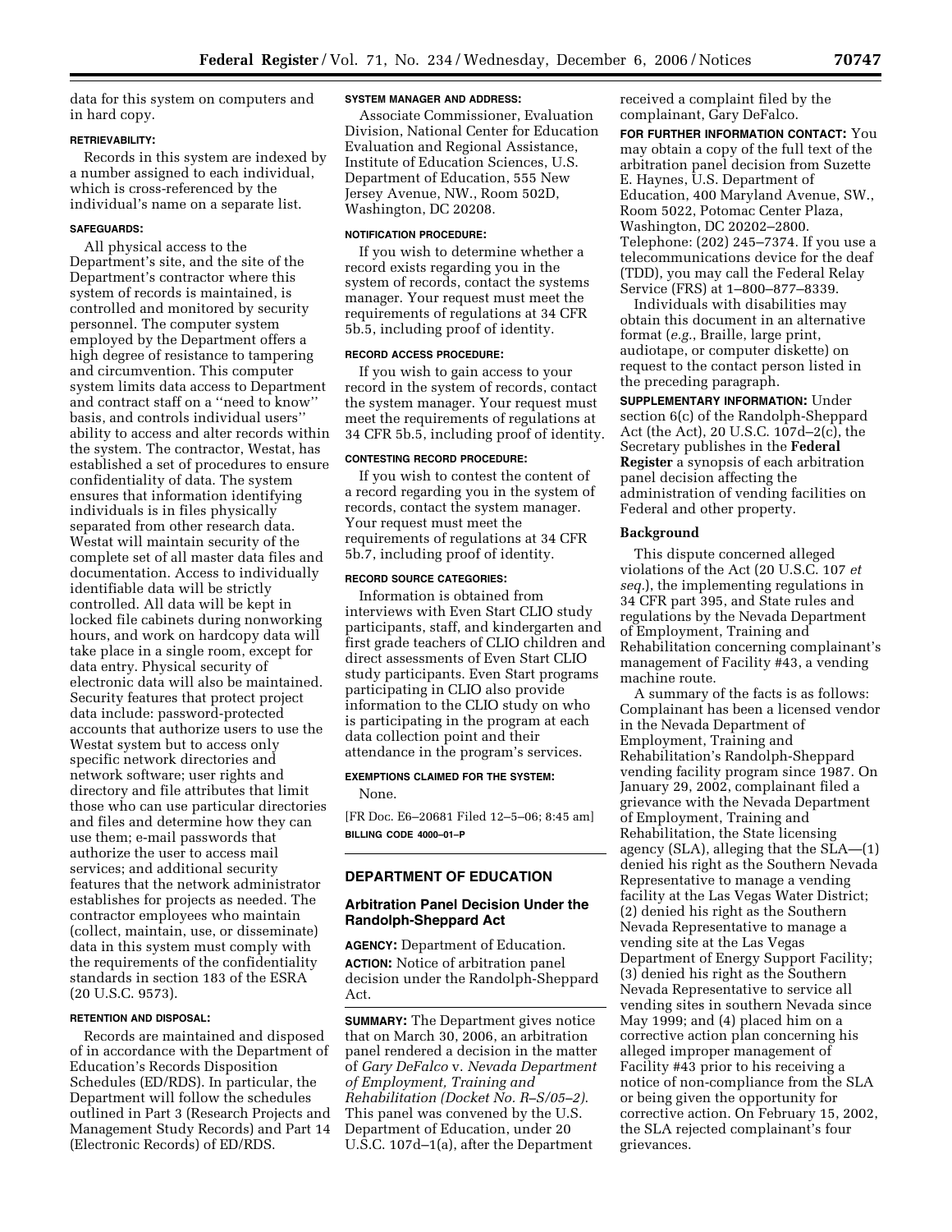data for this system on computers and in hard copy.

#### RETRIEVABILITY:

Records in this system are indexed by a number assigned to each individual, which is cross-referenced by the individual's name on a separate list.

#### SAFEGUARDS:

All physical access to the Department's site, and the site of the Department's contractor where this system of records is maintained, is controlled and monitored by security personnel. The computer system employed by the Department offers a high degree of resistance to tampering and circumvention. This computer system limits data access to Department and contract staff on a ''need to know'' basis, and controls individual users'' ability to access and alter records within the system. The contractor, Westat, has established a set of procedures to ensure confidentiality of data. The system ensures that information identifying individuals is in files physically separated from other research data. Westat will maintain security of the complete set of all master data files and documentation. Access to individually identifiable data will be strictly controlled. All data will be kept in locked file cabinets during nonworking hours, and work on hardcopy data will take place in a single room, except for data entry. Physical security of electronic data will also be maintained. Security features that protect project data include: password-protected accounts that authorize users to use the Westat system but to access only specific network directories and network software; user rights and directory and file attributes that limit those who can use particular directories and files and determine how they can use them; e-mail passwords that authorize the user to access mail services; and additional security features that the network administrator establishes for projects as needed. The contractor employees who maintain (collect, maintain, use, or disseminate) data in this system must comply with the requirements of the confidentiality standards in section 183 of the ESRA (20 U.S.C. 9573).

#### RETENTION AND DISPOSAL:

Records are maintained and disposed of in accordance with the Department of Education's Records Disposition Schedules (ED/RDS). In particular, the Department will follow the schedules outlined in Part 3 (Research Projects and Management Study Records) and Part 14 (Electronic Records) of ED/RDS.

#### SYSTEM MANAGER AND ADDRESS:

Associate Commissioner, Evaluation Division, National Center for Education Evaluation and Regional Assistance, Institute of Education Sciences, U.S. Department of Education, 555 New Jersey Avenue, NW., Room 502D, Washington, DC 20208.

#### NOTIFICATION PROCEDURE:

If you wish to determine whether a record exists regarding you in the system of records, contact the systems manager. Your request must meet the requirements of regulations at 34 CFR 5b.5, including proof of identity.

#### RECORD ACCESS PROCEDURE:

If you wish to gain access to your record in the system of records, contact the system manager. Your request must meet the requirements of regulations at 34 CFR 5b.5, including proof of identity.

#### CONTESTING RECORD PROCEDURE:

If you wish to contest the content of a record regarding you in the system of records, contact the system manager. Your request must meet the requirements of regulations at 34 CFR 5b.7, including proof of identity.

#### RECORD SOURCE CATEGORIES:

Information is obtained from interviews with Even Start CLIO study participants, staff, and kindergarten and first grade teachers of CLIO children and direct assessments of Even Start CLIO study participants. Even Start programs participating in CLIO also provide information to the CLIO study on who is participating in the program at each data collection point and their attendance in the program's services.

#### EXEMPTIONS CLAIMED FOR THE SYSTEM:

None.

[FR Doc. E6–20681 Filed 12–5–06; 8:45 am]

**BILLING CODE 4000–01–P**

---

## DEPARTMENT OF EDUCATION

### Arbitration Panel Decision Under the Randolph-Sheppard Act

**AGENCY:** Department of Education.

**ACTION:** Notice of arbitration panel decision under the Randolph-Sheppard Act.

**SUMMARY:** The Department gives notice that on March 30, 2006, an arbitration panel rendered a decision in the matter of *Gary DeFalco* v. *Nevada Department of Employment, Training and Rehabilitation (Docket No. R–S/05–2)*. This panel was convened by the U.S. Department of Education, under 20 U.S.C. 107d–1(a), after the Department received a complaint filed by the complainant, Gary DeFalco.

**FOR FURTHER INFORMATION CONTACT:** You may obtain a copy of the full text of the arbitration panel decision from Suzette E. Haynes, U.S. Department of Education, 400 Maryland Avenue, SW., Room 5022, Potomac Center Plaza, Washington, DC 20202–2800. Telephone: (202) 245–7374. If you use a telecommunications device for the deaf (TDD), you may call the Federal Relay Service (FRS) at 1–800–877–8339.

Individuals with disabilities may obtain this document in an alternative format (*e.g.*, Braille, large print, audiotape, or computer diskette) on request to the contact person listed in the preceding paragraph.

**SUPPLEMENTARY INFORMATION:** Under section 6(c) of the Randolph-Sheppard Act (the Act), 20 U.S.C. 107d–2(c), the Secretary publishes in the **Federal Register** a synopsis of each arbitration panel decision affecting the administration of vending facilities on Federal and other property.

#### Background

This dispute concerned alleged violations of the Act (20 U.S.C. 107 *et seq.*), the implementing regulations in 34 CFR part 395, and State rules and regulations by the Nevada Department of Employment, Training and Rehabilitation concerning complainant's management of Facility #43, a vending machine route.

A summary of the facts is as follows: Complainant has been a licensed vendor in the Nevada Department of Employment, Training and Rehabilitation's Randolph-Sheppard vending facility program since 1987. On January 29, 2002, complainant filed a grievance with the Nevada Department of Employment, Training and Rehabilitation, the State licensing agency (SLA), alleging that the SLA—(1) denied his right as the Southern Nevada Representative to manage a vending facility at the Las Vegas Water District; (2) denied his right as the Southern Nevada Representative to manage a vending site at the Las Vegas Department of Energy Support Facility; (3) denied his right as the Southern Nevada Representative to service all vending sites in southern Nevada since May 1999; and (4) placed him on a corrective action plan concerning his alleged improper management of Facility #43 prior to his receiving a notice of non-compliance from the SLA or being given the opportunity for corrective action. On February 15, 2002, the SLA rejected complainant's four grievances.